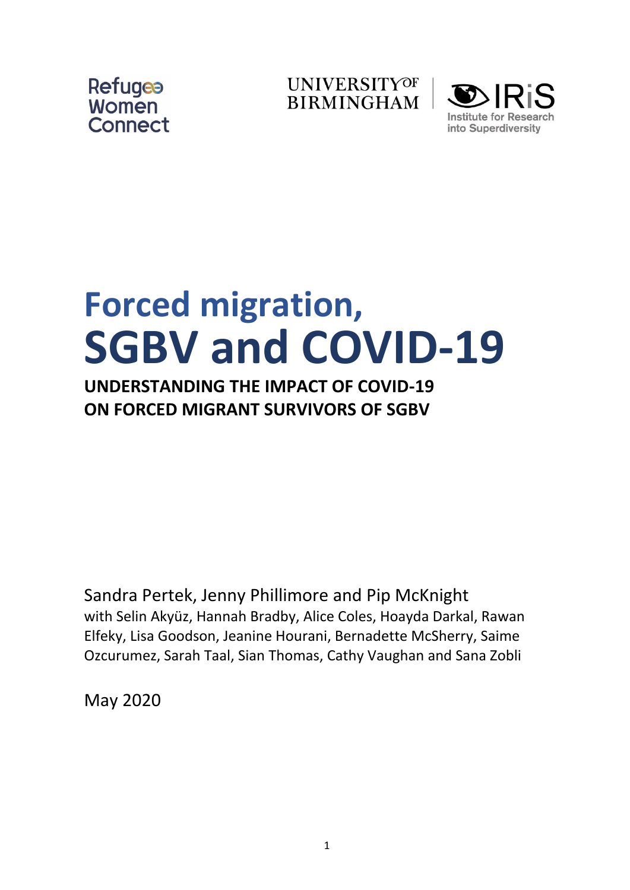Refugee Women Connect

UNIVERSITY OF BIRMINGHAM

IRiS Institute for Research into Superdiversity

# Forced migration, SGBV and COVID-19

## UNDERSTANDING THE IMPACT OF COVID-19 ON FORCED MIGRANT SURVIVORS OF SGBV

Sandra Pertek, Jenny Phillimore and Pip McKnight
with Selin Akyüz, Hannah Bradby, Alice Coles, Hoayda Darkal, Rawan Elfeky, Lisa Goodson, Jeanine Hourani, Bernadette McSherry, Saime Ozcurumez, Sarah Taal, Sian Thomas, Cathy Vaughan and Sana Zobli

May 2020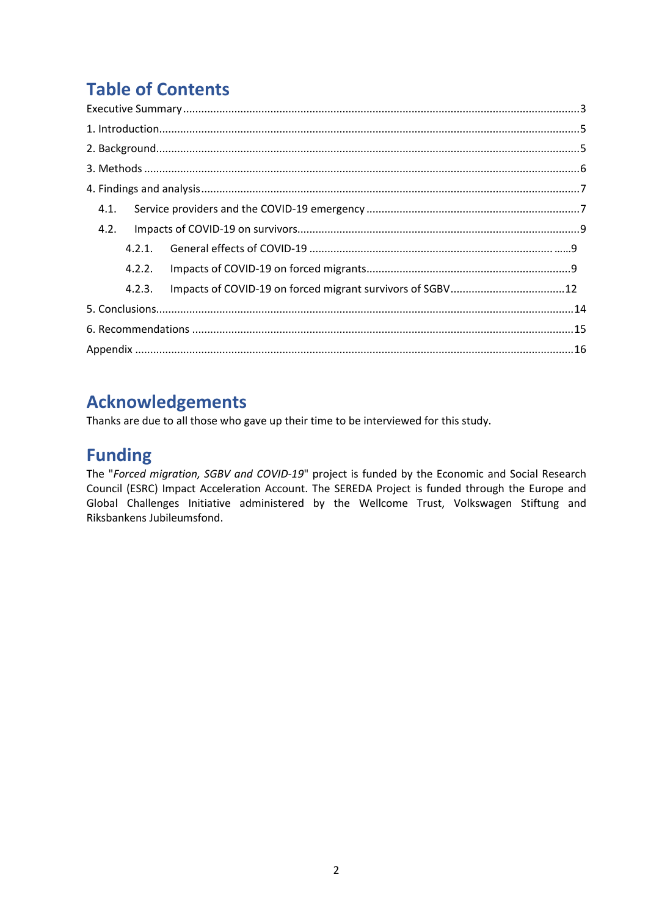## Table of Contents

Executive Summary .......... 3

1. Introduction .......... 5
2. Background .......... 5
3. Methods .......... 6
4. Findings and analysis .......... 7
   - 4.1. Service providers and the COVID-19 emergency .......... 7
   - 4.2. Impacts of COVID-19 on survivors .......... 9
     - 4.2.1. General effects of COVID-19 .......... 9
     - 4.2.2. Impacts of COVID-19 on forced migrants .......... 9
     - 4.2.3. Impacts of COVID-19 on forced migrant survivors of SGBV .......... 12
5. Conclusions .......... 14
6. Recommendations .......... 15

Appendix .......... 16

## Acknowledgements

Thanks are due to all those who gave up their time to be interviewed for this study.

## Funding

The "*Forced migration, SGBV and COVID-19*" project is funded by the Economic and Social Research Council (ESRC) Impact Acceleration Account. The SEREDA Project is funded through the Europe and Global Challenges Initiative administered by the Wellcome Trust, Volkswagen Stiftung and Riksbankens Jubileumsfond.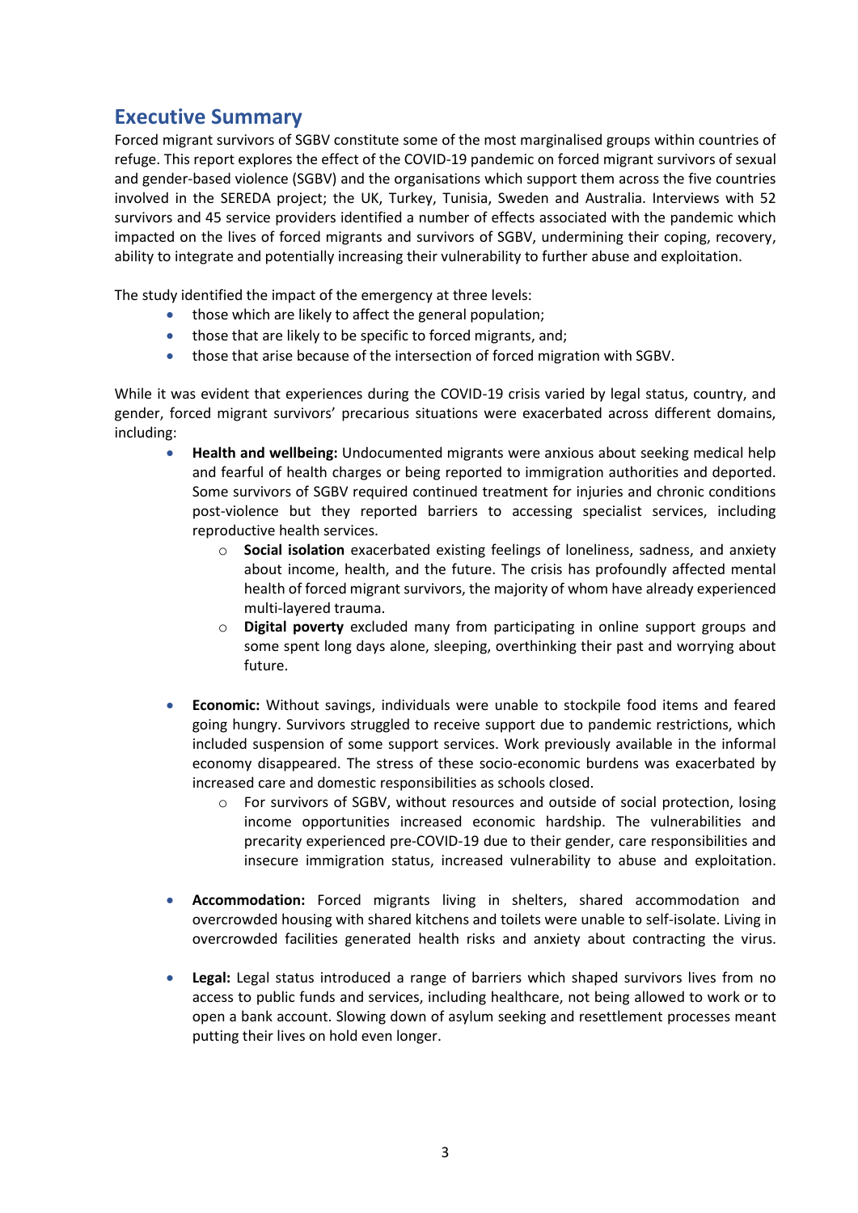## Executive Summary

Forced migrant survivors of SGBV constitute some of the most marginalised groups within countries of refuge. This report explores the effect of the COVID-19 pandemic on forced migrant survivors of sexual and gender-based violence (SGBV) and the organisations which support them across the five countries involved in the SEREDA project; the UK, Turkey, Tunisia, Sweden and Australia. Interviews with 52 survivors and 45 service providers identified a number of effects associated with the pandemic which impacted on the lives of forced migrants and survivors of SGBV, undermining their coping, recovery, ability to integrate and potentially increasing their vulnerability to further abuse and exploitation.

The study identified the impact of the emergency at three levels:

- those which are likely to affect the general population;
- those that are likely to be specific to forced migrants, and;
- those that arise because of the intersection of forced migration with SGBV.

While it was evident that experiences during the COVID-19 crisis varied by legal status, country, and gender, forced migrant survivors' precarious situations were exacerbated across different domains, including:

- **Health and wellbeing:** Undocumented migrants were anxious about seeking medical help and fearful of health charges or being reported to immigration authorities and deported. Some survivors of SGBV required continued treatment for injuries and chronic conditions post-violence but they reported barriers to accessing specialist services, including reproductive health services.
    - **Social isolation** exacerbated existing feelings of loneliness, sadness, and anxiety about income, health, and the future. The crisis has profoundly affected mental health of forced migrant survivors, the majority of whom have already experienced multi-layered trauma.
    - **Digital poverty** excluded many from participating in online support groups and some spent long days alone, sleeping, overthinking their past and worrying about future.

- **Economic:** Without savings, individuals were unable to stockpile food items and feared going hungry. Survivors struggled to receive support due to pandemic restrictions, which included suspension of some support services. Work previously available in the informal economy disappeared. The stress of these socio-economic burdens was exacerbated by increased care and domestic responsibilities as schools closed.
    - For survivors of SGBV, without resources and outside of social protection, losing income opportunities increased economic hardship. The vulnerabilities and precarity experienced pre-COVID-19 due to their gender, care responsibilities and insecure immigration status, increased vulnerability to abuse and exploitation.

- **Accommodation:** Forced migrants living in shelters, shared accommodation and overcrowded housing with shared kitchens and toilets were unable to self-isolate. Living in overcrowded facilities generated health risks and anxiety about contracting the virus.

- **Legal:** Legal status introduced a range of barriers which shaped survivors lives from no access to public funds and services, including healthcare, not being allowed to work or to open a bank account. Slowing down of asylum seeking and resettlement processes meant putting their lives on hold even longer.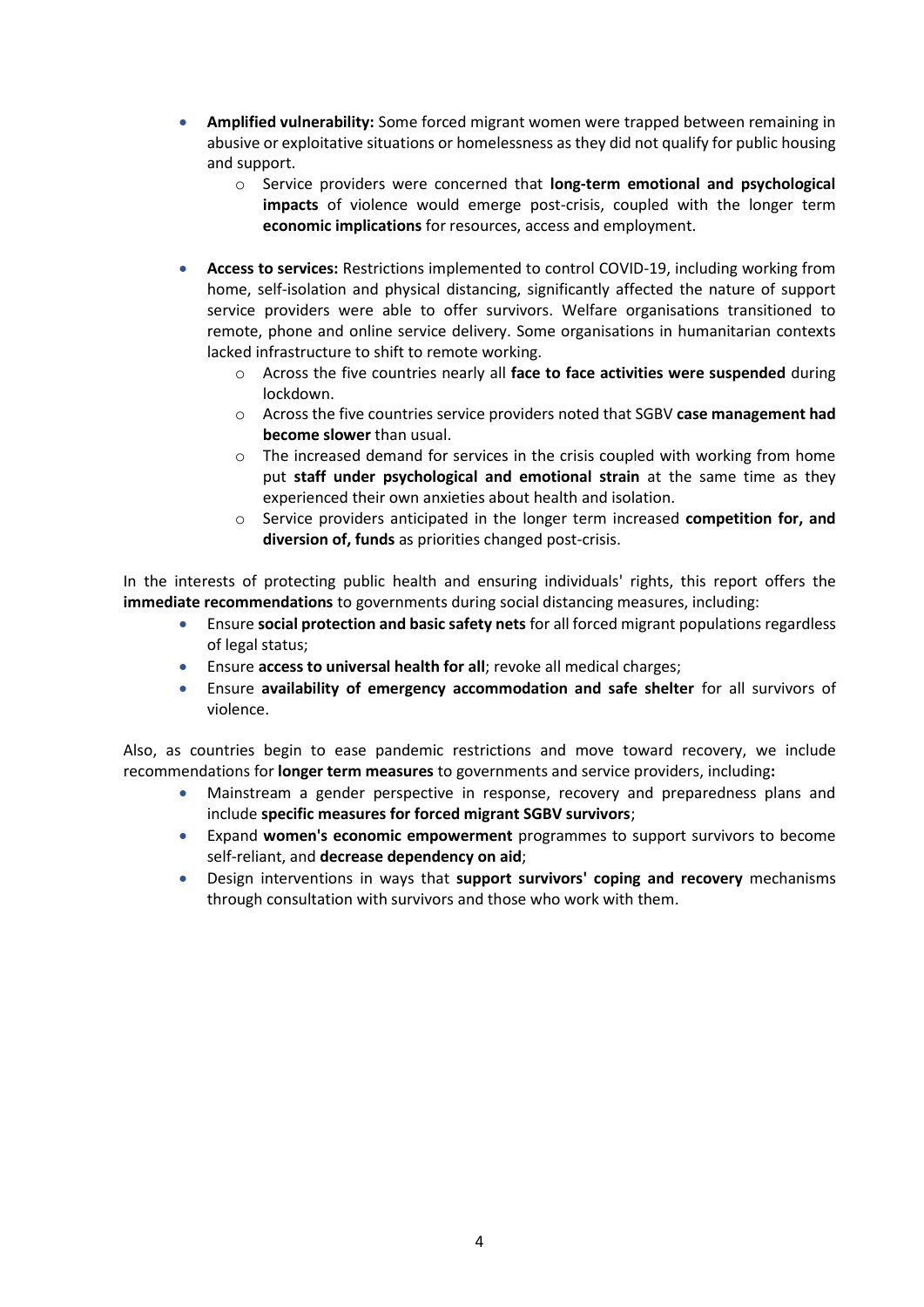- **Amplified vulnerability:** Some forced migrant women were trapped between remaining in abusive or exploitative situations or homelessness as they did not qualify for public housing and support.
    - Service providers were concerned that **long-term emotional and psychological impacts** of violence would emerge post-crisis, coupled with the longer term **economic implications** for resources, access and employment.

- **Access to services:** Restrictions implemented to control COVID-19, including working from home, self-isolation and physical distancing, significantly affected the nature of support service providers were able to offer survivors. Welfare organisations transitioned to remote, phone and online service delivery. Some organisations in humanitarian contexts lacked infrastructure to shift to remote working.
    - Across the five countries nearly all **face to face activities were suspended** during lockdown.
    - Across the five countries service providers noted that SGBV **case management had become slower** than usual.
    - The increased demand for services in the crisis coupled with working from home put **staff under psychological and emotional strain** at the same time as they experienced their own anxieties about health and isolation.
    - Service providers anticipated in the longer term increased **competition for, and diversion of, funds** as priorities changed post-crisis.

In the interests of protecting public health and ensuring individuals' rights, this report offers the **immediate recommendations** to governments during social distancing measures, including:

- Ensure **social protection and basic safety nets** for all forced migrant populations regardless of legal status;
- Ensure **access to universal health for all**; revoke all medical charges;
- Ensure **availability of emergency accommodation and safe shelter** for all survivors of violence.

Also, as countries begin to ease pandemic restrictions and move toward recovery, we include recommendations for **longer term measures** to governments and service providers, including**:**

- Mainstream a gender perspective in response, recovery and preparedness plans and include **specific measures for forced migrant SGBV survivors**;
- Expand **women's economic empowerment** programmes to support survivors to become self-reliant, and **decrease dependency on aid**;
- Design interventions in ways that **support survivors' coping and recovery** mechanisms through consultation with survivors and those who work with them.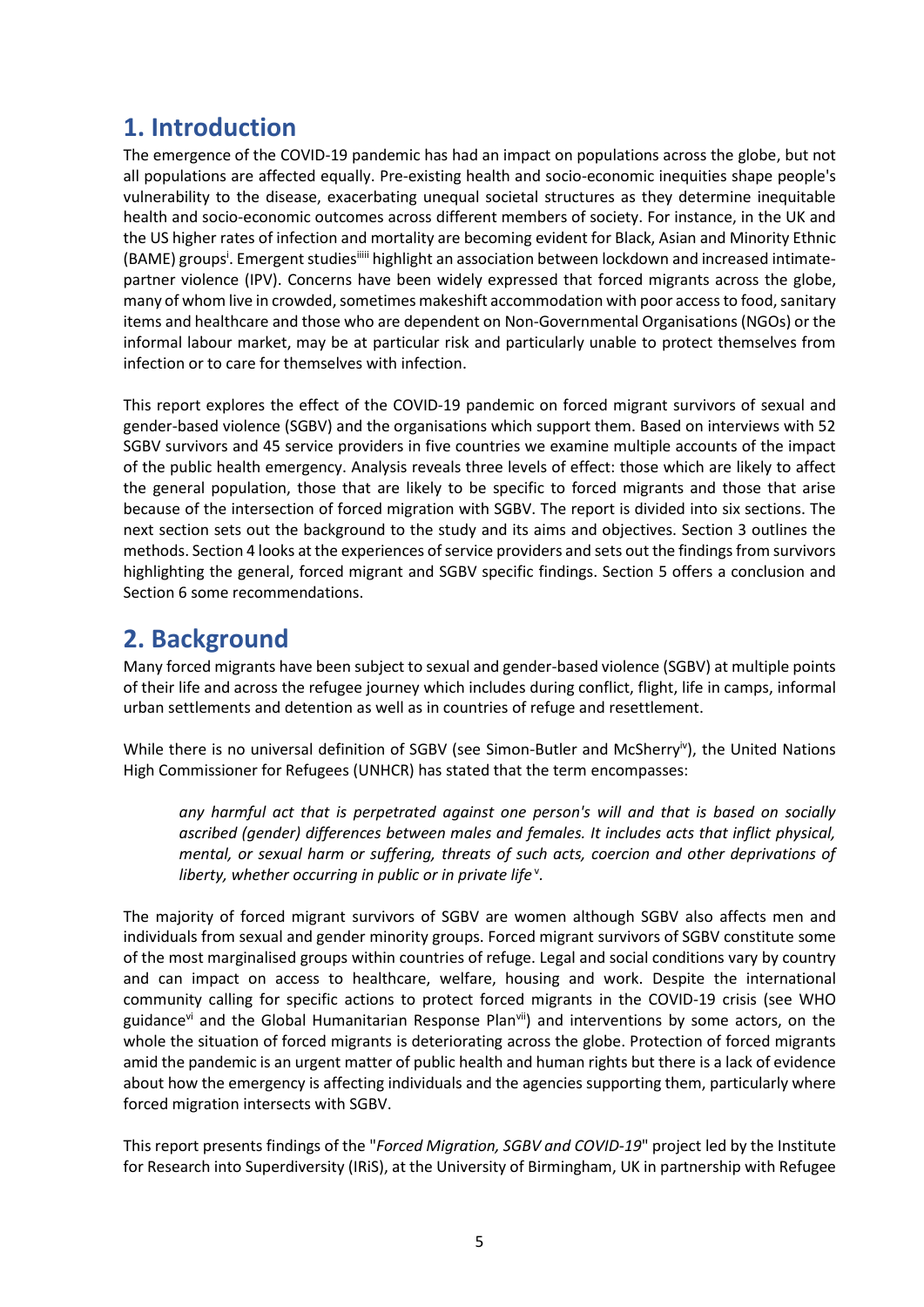# 1. Introduction

The emergence of the COVID-19 pandemic has had an impact on populations across the globe, but not all populations are affected equally. Pre-existing health and socio-economic inequities shape people's vulnerability to the disease, exacerbating unequal societal structures as they determine inequitable health and socio-economic outcomes across different members of society. For instance, in the UK and the US higher rates of infection and mortality are becoming evident for Black, Asian and Minority Ethnic (BAME) groups[i]. Emergent studies[ii][iii] highlight an association between lockdown and increased intimate-partner violence (IPV). Concerns have been widely expressed that forced migrants across the globe, many of whom live in crowded, sometimes makeshift accommodation with poor access to food, sanitary items and healthcare and those who are dependent on Non-Governmental Organisations (NGOs) or the informal labour market, may be at particular risk and particularly unable to protect themselves from infection or to care for themselves with infection.

This report explores the effect of the COVID-19 pandemic on forced migrant survivors of sexual and gender-based violence (SGBV) and the organisations which support them. Based on interviews with 52 SGBV survivors and 45 service providers in five countries we examine multiple accounts of the impact of the public health emergency. Analysis reveals three levels of effect: those which are likely to affect the general population, those that are likely to be specific to forced migrants and those that arise because of the intersection of forced migration with SGBV. The report is divided into six sections. The next section sets out the background to the study and its aims and objectives. Section 3 outlines the methods. Section 4 looks at the experiences of service providers and sets out the findings from survivors highlighting the general, forced migrant and SGBV specific findings. Section 5 offers a conclusion and Section 6 some recommendations.

# 2. Background

Many forced migrants have been subject to sexual and gender-based violence (SGBV) at multiple points of their life and across the refugee journey which includes during conflict, flight, life in camps, informal urban settlements and detention as well as in countries of refuge and resettlement.

While there is no universal definition of SGBV (see Simon-Butler and McSherry[iv]), the United Nations High Commissioner for Refugees (UNHCR) has stated that the term encompasses:

> *any harmful act that is perpetrated against one person's will and that is based on socially ascribed (gender) differences between males and females. It includes acts that inflict physical, mental, or sexual harm or suffering, threats of such acts, coercion and other deprivations of liberty, whether occurring in public or in private life*[v]*.*

The majority of forced migrant survivors of SGBV are women although SGBV also affects men and individuals from sexual and gender minority groups. Forced migrant survivors of SGBV constitute some of the most marginalised groups within countries of refuge. Legal and social conditions vary by country and can impact on access to healthcare, welfare, housing and work. Despite the international community calling for specific actions to protect forced migrants in the COVID-19 crisis (see WHO guidance[vi] and the Global Humanitarian Response Plan[vii]) and interventions by some actors, on the whole the situation of forced migrants is deteriorating across the globe. Protection of forced migrants amid the pandemic is an urgent matter of public health and human rights but there is a lack of evidence about how the emergency is affecting individuals and the agencies supporting them, particularly where forced migration intersects with SGBV.

This report presents findings of the "*Forced Migration, SGBV and COVID-19*" project led by the Institute for Research into Superdiversity (IRiS), at the University of Birmingham, UK in partnership with Refugee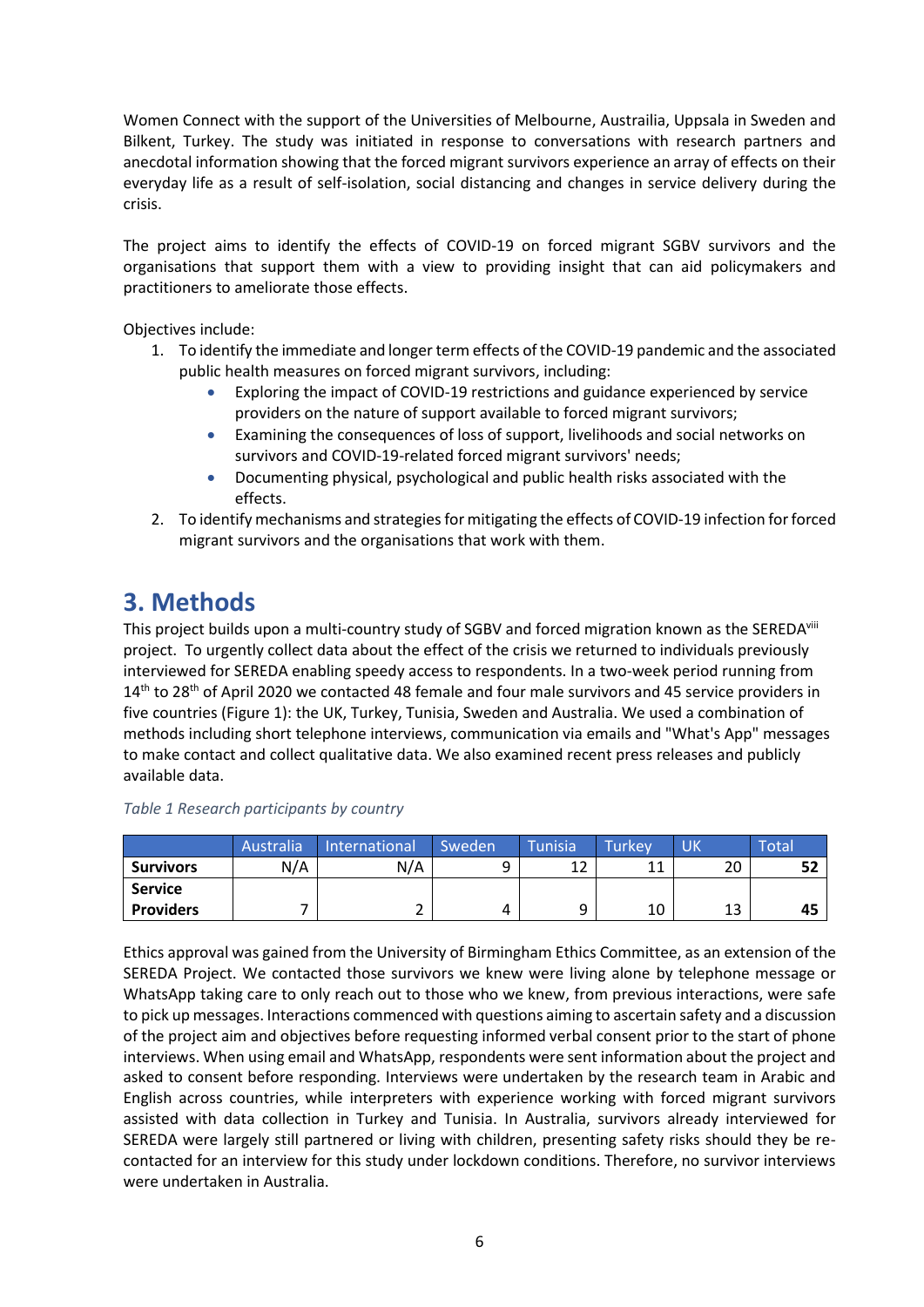Women Connect with the support of the Universities of Melbourne, Austrailia, Uppsala in Sweden and Bilkent, Turkey. The study was initiated in response to conversations with research partners and anecdotal information showing that the forced migrant survivors experience an array of effects on their everyday life as a result of self-isolation, social distancing and changes in service delivery during the crisis.

The project aims to identify the effects of COVID-19 on forced migrant SGBV survivors and the organisations that support them with a view to providing insight that can aid policymakers and practitioners to ameliorate those effects.

Objectives include:

1. To identify the immediate and longer term effects of the COVID-19 pandemic and the associated public health measures on forced migrant survivors, including:
    - Exploring the impact of COVID-19 restrictions and guidance experienced by service providers on the nature of support available to forced migrant survivors;
    - Examining the consequences of loss of support, livelihoods and social networks on survivors and COVID-19-related forced migrant survivors' needs;
    - Documenting physical, psychological and public health risks associated with the effects.
2. To identify mechanisms and strategies for mitigating the effects of COVID-19 infection for forced migrant survivors and the organisations that work with them.

# 3. Methods

This project builds upon a multi-country study of SGBV and forced migration known as the SEREDA[viii] project. To urgently collect data about the effect of the crisis we returned to individuals previously interviewed for SEREDA enabling speedy access to respondents. In a two-week period running from 14th to 28th of April 2020 we contacted 48 female and four male survivors and 45 service providers in five countries (Figure 1): the UK, Turkey, Tunisia, Sweden and Australia. We used a combination of methods including short telephone interviews, communication via emails and "What's App" messages to make contact and collect qualitative data. We also examined recent press releases and publicly available data.

*Table 1 Research participants by country*

| | Australia | International | Sweden | Tunisia | Turkey | UK | Total |
|---|---|---|---|---|---|---|---|
| **Survivors** | N/A | N/A | 9 | 12 | 11 | 20 | **52** |
| **Service Providers** | 7 | 2 | 4 | 9 | 10 | 13 | **45** |

Ethics approval was gained from the University of Birmingham Ethics Committee, as an extension of the SEREDA Project. We contacted those survivors we knew were living alone by telephone message or WhatsApp taking care to only reach out to those who we knew, from previous interactions, were safe to pick up messages. Interactions commenced with questions aiming to ascertain safety and a discussion of the project aim and objectives before requesting informed verbal consent prior to the start of phone interviews. When using email and WhatsApp, respondents were sent information about the project and asked to consent before responding. Interviews were undertaken by the research team in Arabic and English across countries, while interpreters with experience working with forced migrant survivors assisted with data collection in Turkey and Tunisia. In Australia, survivors already interviewed for SEREDA were largely still partnered or living with children, presenting safety risks should they be re-contacted for an interview for this study under lockdown conditions. Therefore, no survivor interviews were undertaken in Australia.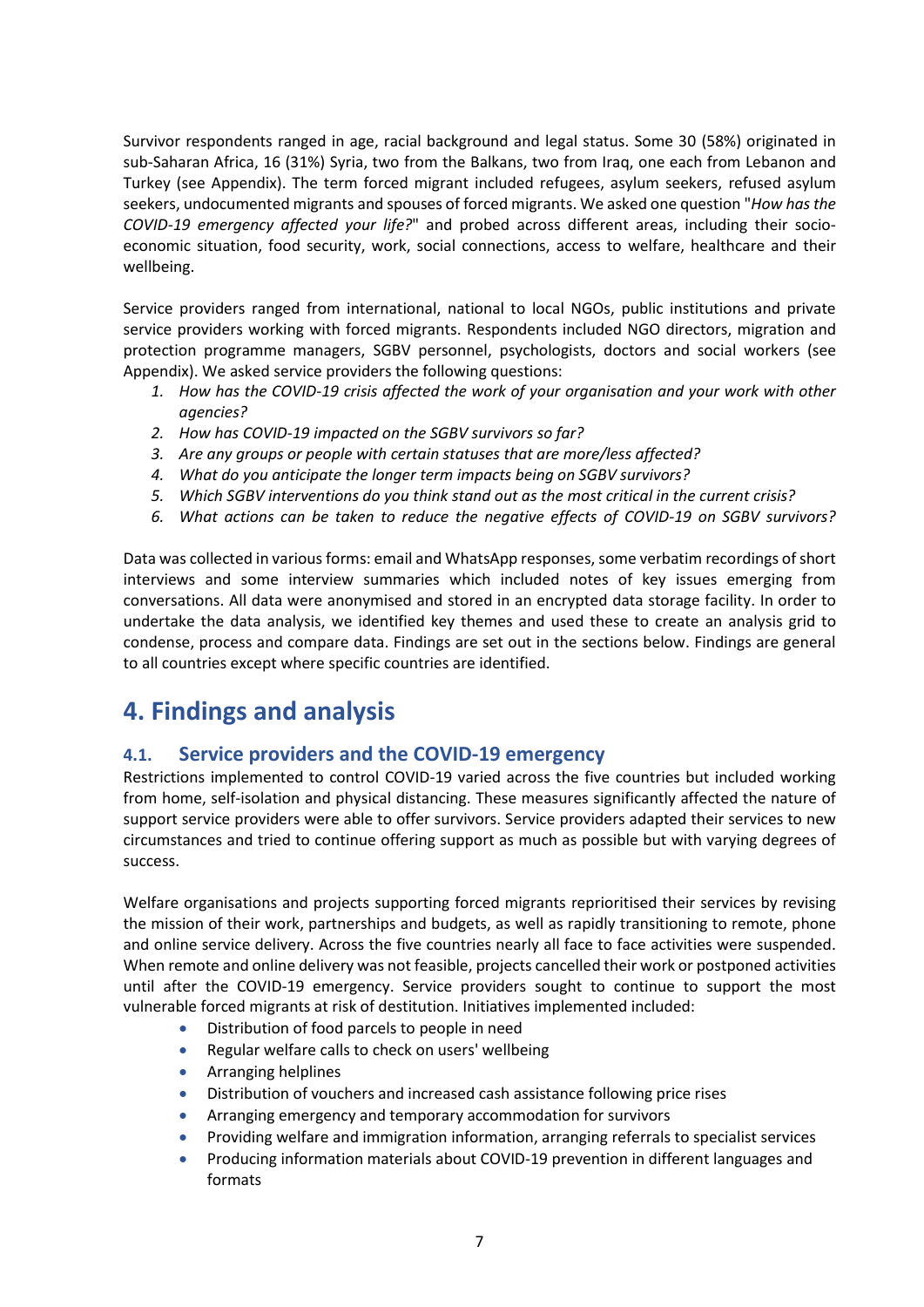Survivor respondents ranged in age, racial background and legal status. Some 30 (58%) originated in sub-Saharan Africa, 16 (31%) Syria, two from the Balkans, two from Iraq, one each from Lebanon and Turkey (see Appendix). The term forced migrant included refugees, asylum seekers, refused asylum seekers, undocumented migrants and spouses of forced migrants. We asked one question "*How has the COVID-19 emergency affected your life?*" and probed across different areas, including their socio-economic situation, food security, work, social connections, access to welfare, healthcare and their wellbeing.

Service providers ranged from international, national to local NGOs, public institutions and private service providers working with forced migrants. Respondents included NGO directors, migration and protection programme managers, SGBV personnel, psychologists, doctors and social workers (see Appendix). We asked service providers the following questions:

1. *How has the COVID-19 crisis affected the work of your organisation and your work with other agencies?*
2. *How has COVID-19 impacted on the SGBV survivors so far?*
3. *Are any groups or people with certain statuses that are more/less affected?*
4. *What do you anticipate the longer term impacts being on SGBV survivors?*
5. *Which SGBV interventions do you think stand out as the most critical in the current crisis?*
6. *What actions can be taken to reduce the negative effects of COVID-19 on SGBV survivors?*

Data was collected in various forms: email and WhatsApp responses, some verbatim recordings of short interviews and some interview summaries which included notes of key issues emerging from conversations. All data were anonymised and stored in an encrypted data storage facility. In order to undertake the data analysis, we identified key themes and used these to create an analysis grid to condense, process and compare data. Findings are set out in the sections below. Findings are general to all countries except where specific countries are identified.

# 4. Findings and analysis

## 4.1. Service providers and the COVID-19 emergency

Restrictions implemented to control COVID-19 varied across the five countries but included working from home, self-isolation and physical distancing. These measures significantly affected the nature of support service providers were able to offer survivors. Service providers adapted their services to new circumstances and tried to continue offering support as much as possible but with varying degrees of success.

Welfare organisations and projects supporting forced migrants reprioritised their services by revising the mission of their work, partnerships and budgets, as well as rapidly transitioning to remote, phone and online service delivery. Across the five countries nearly all face to face activities were suspended. When remote and online delivery was not feasible, projects cancelled their work or postponed activities until after the COVID-19 emergency. Service providers sought to continue to support the most vulnerable forced migrants at risk of destitution. Initiatives implemented included:

- Distribution of food parcels to people in need
- Regular welfare calls to check on users' wellbeing
- Arranging helplines
- Distribution of vouchers and increased cash assistance following price rises
- Arranging emergency and temporary accommodation for survivors
- Providing welfare and immigration information, arranging referrals to specialist services
- Producing information materials about COVID-19 prevention in different languages and formats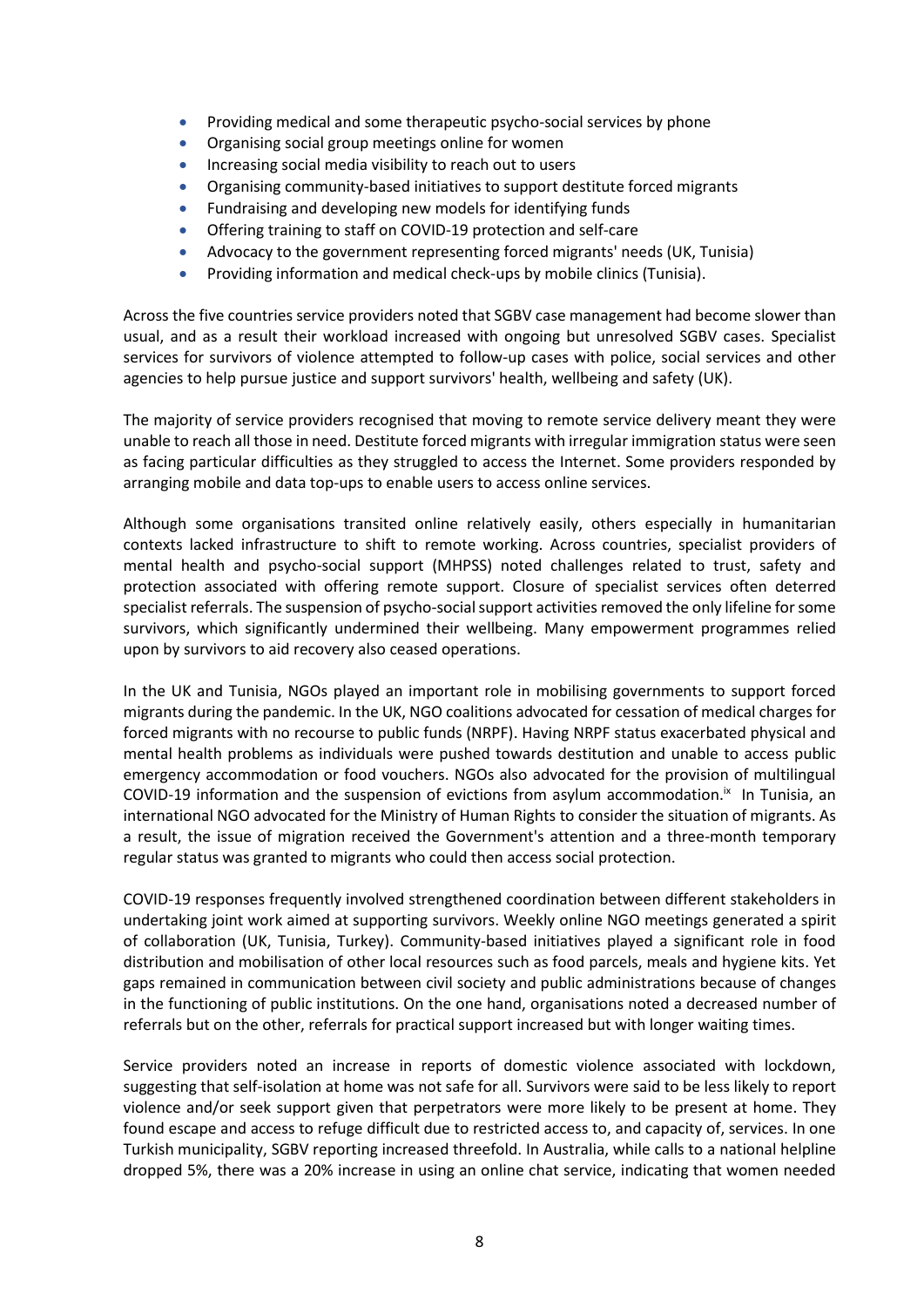- Providing medical and some therapeutic psycho-social services by phone
- Organising social group meetings online for women
- Increasing social media visibility to reach out to users
- Organising community-based initiatives to support destitute forced migrants
- Fundraising and developing new models for identifying funds
- Offering training to staff on COVID-19 protection and self-care
- Advocacy to the government representing forced migrants' needs (UK, Tunisia)
- Providing information and medical check-ups by mobile clinics (Tunisia).

Across the five countries service providers noted that SGBV case management had become slower than usual, and as a result their workload increased with ongoing but unresolved SGBV cases. Specialist services for survivors of violence attempted to follow-up cases with police, social services and other agencies to help pursue justice and support survivors' health, wellbeing and safety (UK).

The majority of service providers recognised that moving to remote service delivery meant they were unable to reach all those in need. Destitute forced migrants with irregular immigration status were seen as facing particular difficulties as they struggled to access the Internet. Some providers responded by arranging mobile and data top-ups to enable users to access online services.

Although some organisations transited online relatively easily, others especially in humanitarian contexts lacked infrastructure to shift to remote working. Across countries, specialist providers of mental health and psycho-social support (MHPSS) noted challenges related to trust, safety and protection associated with offering remote support. Closure of specialist services often deterred specialist referrals. The suspension of psycho-social support activities removed the only lifeline for some survivors, which significantly undermined their wellbeing. Many empowerment programmes relied upon by survivors to aid recovery also ceased operations.

In the UK and Tunisia, NGOs played an important role in mobilising governments to support forced migrants during the pandemic. In the UK, NGO coalitions advocated for cessation of medical charges for forced migrants with no recourse to public funds (NRPF). Having NRPF status exacerbated physical and mental health problems as individuals were pushed towards destitution and unable to access public emergency accommodation or food vouchers. NGOs also advocated for the provision of multilingual COVID-19 information and the suspension of evictions from asylum accommodation.[ix] In Tunisia, an international NGO advocated for the Ministry of Human Rights to consider the situation of migrants. As a result, the issue of migration received the Government's attention and a three-month temporary regular status was granted to migrants who could then access social protection.

COVID-19 responses frequently involved strengthened coordination between different stakeholders in undertaking joint work aimed at supporting survivors. Weekly online NGO meetings generated a spirit of collaboration (UK, Tunisia, Turkey). Community-based initiatives played a significant role in food distribution and mobilisation of other local resources such as food parcels, meals and hygiene kits. Yet gaps remained in communication between civil society and public administrations because of changes in the functioning of public institutions. On the one hand, organisations noted a decreased number of referrals but on the other, referrals for practical support increased but with longer waiting times.

Service providers noted an increase in reports of domestic violence associated with lockdown, suggesting that self-isolation at home was not safe for all. Survivors were said to be less likely to report violence and/or seek support given that perpetrators were more likely to be present at home. They found escape and access to refuge difficult due to restricted access to, and capacity of, services. In one Turkish municipality, SGBV reporting increased threefold. In Australia, while calls to a national helpline dropped 5%, there was a 20% increase in using an online chat service, indicating that women needed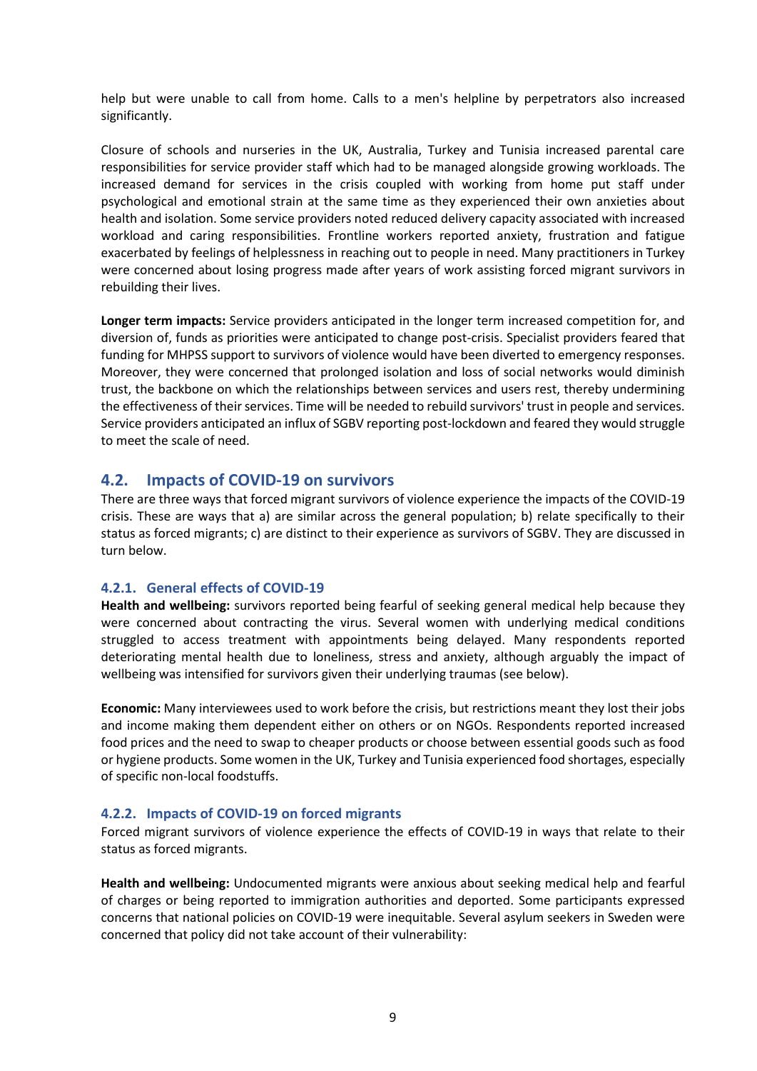help but were unable to call from home. Calls to a men's helpline by perpetrators also increased significantly.

Closure of schools and nurseries in the UK, Australia, Turkey and Tunisia increased parental care responsibilities for service provider staff which had to be managed alongside growing workloads. The increased demand for services in the crisis coupled with working from home put staff under psychological and emotional strain at the same time as they experienced their own anxieties about health and isolation. Some service providers noted reduced delivery capacity associated with increased workload and caring responsibilities. Frontline workers reported anxiety, frustration and fatigue exacerbated by feelings of helplessness in reaching out to people in need. Many practitioners in Turkey were concerned about losing progress made after years of work assisting forced migrant survivors in rebuilding their lives.

**Longer term impacts:** Service providers anticipated in the longer term increased competition for, and diversion of, funds as priorities were anticipated to change post-crisis. Specialist providers feared that funding for MHPSS support to survivors of violence would have been diverted to emergency responses. Moreover, they were concerned that prolonged isolation and loss of social networks would diminish trust, the backbone on which the relationships between services and users rest, thereby undermining the effectiveness of their services. Time will be needed to rebuild survivors' trust in people and services. Service providers anticipated an influx of SGBV reporting post-lockdown and feared they would struggle to meet the scale of need.

## 4.2. Impacts of COVID-19 on survivors

There are three ways that forced migrant survivors of violence experience the impacts of the COVID-19 crisis. These are ways that a) are similar across the general population; b) relate specifically to their status as forced migrants; c) are distinct to their experience as survivors of SGBV. They are discussed in turn below.

### 4.2.1. General effects of COVID-19

**Health and wellbeing:** survivors reported being fearful of seeking general medical help because they were concerned about contracting the virus. Several women with underlying medical conditions struggled to access treatment with appointments being delayed. Many respondents reported deteriorating mental health due to loneliness, stress and anxiety, although arguably the impact of wellbeing was intensified for survivors given their underlying traumas (see below).

**Economic:** Many interviewees used to work before the crisis, but restrictions meant they lost their jobs and income making them dependent either on others or on NGOs. Respondents reported increased food prices and the need to swap to cheaper products or choose between essential goods such as food or hygiene products. Some women in the UK, Turkey and Tunisia experienced food shortages, especially of specific non-local foodstuffs.

### 4.2.2. Impacts of COVID-19 on forced migrants

Forced migrant survivors of violence experience the effects of COVID-19 in ways that relate to their status as forced migrants.

**Health and wellbeing:** Undocumented migrants were anxious about seeking medical help and fearful of charges or being reported to immigration authorities and deported. Some participants expressed concerns that national policies on COVID-19 were inequitable. Several asylum seekers in Sweden were concerned that policy did not take account of their vulnerability: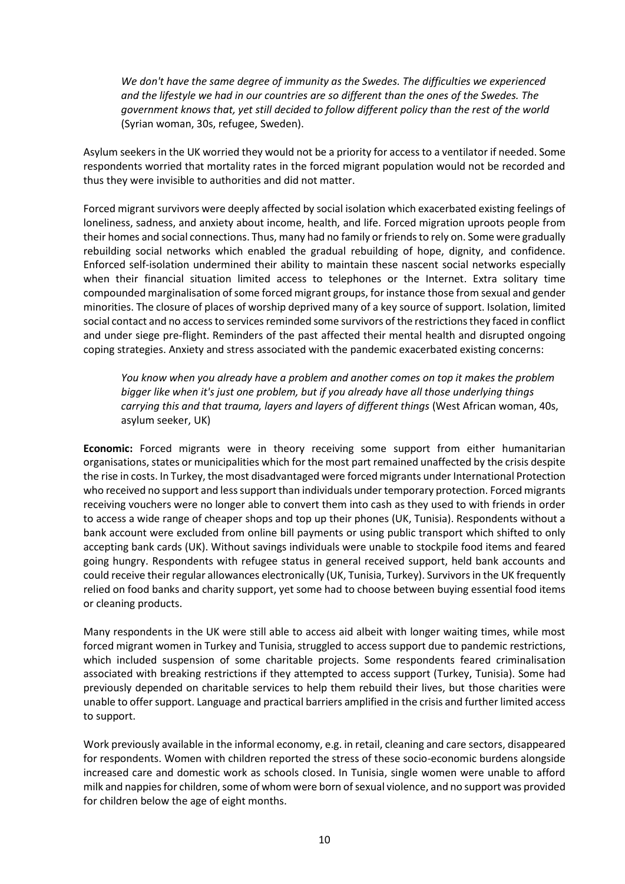> *We don't have the same degree of immunity as the Swedes. The difficulties we experienced and the lifestyle we had in our countries are so different than the ones of the Swedes. The government knows that, yet still decided to follow different policy than the rest of the world* (Syrian woman, 30s, refugee, Sweden).

Asylum seekers in the UK worried they would not be a priority for access to a ventilator if needed. Some respondents worried that mortality rates in the forced migrant population would not be recorded and thus they were invisible to authorities and did not matter.

Forced migrant survivors were deeply affected by social isolation which exacerbated existing feelings of loneliness, sadness, and anxiety about income, health, and life. Forced migration uproots people from their homes and social connections. Thus, many had no family or friends to rely on. Some were gradually rebuilding social networks which enabled the gradual rebuilding of hope, dignity, and confidence. Enforced self-isolation undermined their ability to maintain these nascent social networks especially when their financial situation limited access to telephones or the Internet. Extra solitary time compounded marginalisation of some forced migrant groups, for instance those from sexual and gender minorities. The closure of places of worship deprived many of a key source of support. Isolation, limited social contact and no access to services reminded some survivors of the restrictions they faced in conflict and under siege pre-flight. Reminders of the past affected their mental health and disrupted ongoing coping strategies. Anxiety and stress associated with the pandemic exacerbated existing concerns:

> *You know when you already have a problem and another comes on top it makes the problem bigger like when it's just one problem, but if you already have all those underlying things carrying this and that trauma, layers and layers of different things* (West African woman, 40s, asylum seeker, UK)

**Economic:** Forced migrants were in theory receiving some support from either humanitarian organisations, states or municipalities which for the most part remained unaffected by the crisis despite the rise in costs. In Turkey, the most disadvantaged were forced migrants under International Protection who received no support and less support than individuals under temporary protection. Forced migrants receiving vouchers were no longer able to convert them into cash as they used to with friends in order to access a wide range of cheaper shops and top up their phones (UK, Tunisia). Respondents without a bank account were excluded from online bill payments or using public transport which shifted to only accepting bank cards (UK). Without savings individuals were unable to stockpile food items and feared going hungry. Respondents with refugee status in general received support, held bank accounts and could receive their regular allowances electronically (UK, Tunisia, Turkey). Survivors in the UK frequently relied on food banks and charity support, yet some had to choose between buying essential food items or cleaning products.

Many respondents in the UK were still able to access aid albeit with longer waiting times, while most forced migrant women in Turkey and Tunisia, struggled to access support due to pandemic restrictions, which included suspension of some charitable projects. Some respondents feared criminalisation associated with breaking restrictions if they attempted to access support (Turkey, Tunisia). Some had previously depended on charitable services to help them rebuild their lives, but those charities were unable to offer support. Language and practical barriers amplified in the crisis and further limited access to support.

Work previously available in the informal economy, e.g. in retail, cleaning and care sectors, disappeared for respondents. Women with children reported the stress of these socio-economic burdens alongside increased care and domestic work as schools closed. In Tunisia, single women were unable to afford milk and nappies for children, some of whom were born of sexual violence, and no support was provided for children below the age of eight months.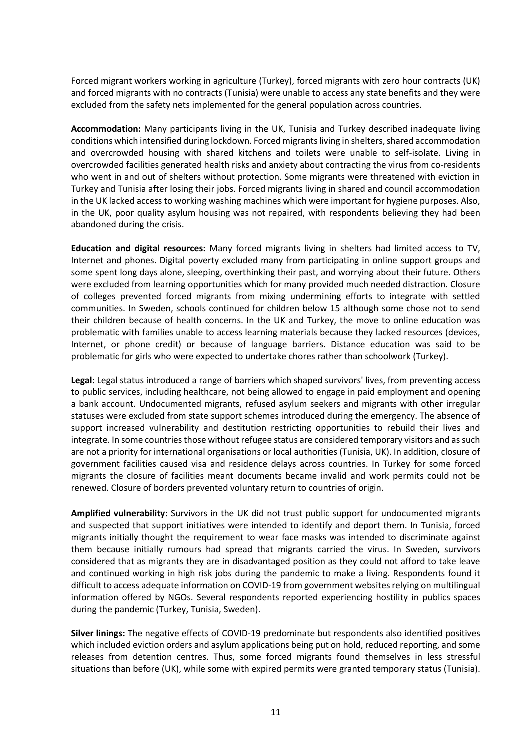Forced migrant workers working in agriculture (Turkey), forced migrants with zero hour contracts (UK) and forced migrants with no contracts (Tunisia) were unable to access any state benefits and they were excluded from the safety nets implemented for the general population across countries.

**Accommodation:** Many participants living in the UK, Tunisia and Turkey described inadequate living conditions which intensified during lockdown. Forced migrants living in shelters, shared accommodation and overcrowded housing with shared kitchens and toilets were unable to self-isolate. Living in overcrowded facilities generated health risks and anxiety about contracting the virus from co-residents who went in and out of shelters without protection. Some migrants were threatened with eviction in Turkey and Tunisia after losing their jobs. Forced migrants living in shared and council accommodation in the UK lacked access to working washing machines which were important for hygiene purposes. Also, in the UK, poor quality asylum housing was not repaired, with respondents believing they had been abandoned during the crisis.

**Education and digital resources:** Many forced migrants living in shelters had limited access to TV, Internet and phones. Digital poverty excluded many from participating in online support groups and some spent long days alone, sleeping, overthinking their past, and worrying about their future. Others were excluded from learning opportunities which for many provided much needed distraction. Closure of colleges prevented forced migrants from mixing undermining efforts to integrate with settled communities. In Sweden, schools continued for children below 15 although some chose not to send their children because of health concerns. In the UK and Turkey, the move to online education was problematic with families unable to access learning materials because they lacked resources (devices, Internet, or phone credit) or because of language barriers. Distance education was said to be problematic for girls who were expected to undertake chores rather than schoolwork (Turkey).

**Legal:** Legal status introduced a range of barriers which shaped survivors' lives, from preventing access to public services, including healthcare, not being allowed to engage in paid employment and opening a bank account. Undocumented migrants, refused asylum seekers and migrants with other irregular statuses were excluded from state support schemes introduced during the emergency. The absence of support increased vulnerability and destitution restricting opportunities to rebuild their lives and integrate. In some countries those without refugee status are considered temporary visitors and as such are not a priority for international organisations or local authorities (Tunisia, UK). In addition, closure of government facilities caused visa and residence delays across countries. In Turkey for some forced migrants the closure of facilities meant documents became invalid and work permits could not be renewed. Closure of borders prevented voluntary return to countries of origin.

**Amplified vulnerability:** Survivors in the UK did not trust public support for undocumented migrants and suspected that support initiatives were intended to identify and deport them. In Tunisia, forced migrants initially thought the requirement to wear face masks was intended to discriminate against them because initially rumours had spread that migrants carried the virus. In Sweden, survivors considered that as migrants they are in disadvantaged position as they could not afford to take leave and continued working in high risk jobs during the pandemic to make a living. Respondents found it difficult to access adequate information on COVID-19 from government websites relying on multilingual information offered by NGOs. Several respondents reported experiencing hostility in publics spaces during the pandemic (Turkey, Tunisia, Sweden).

**Silver linings:** The negative effects of COVID-19 predominate but respondents also identified positives which included eviction orders and asylum applications being put on hold, reduced reporting, and some releases from detention centres. Thus, some forced migrants found themselves in less stressful situations than before (UK), while some with expired permits were granted temporary status (Tunisia).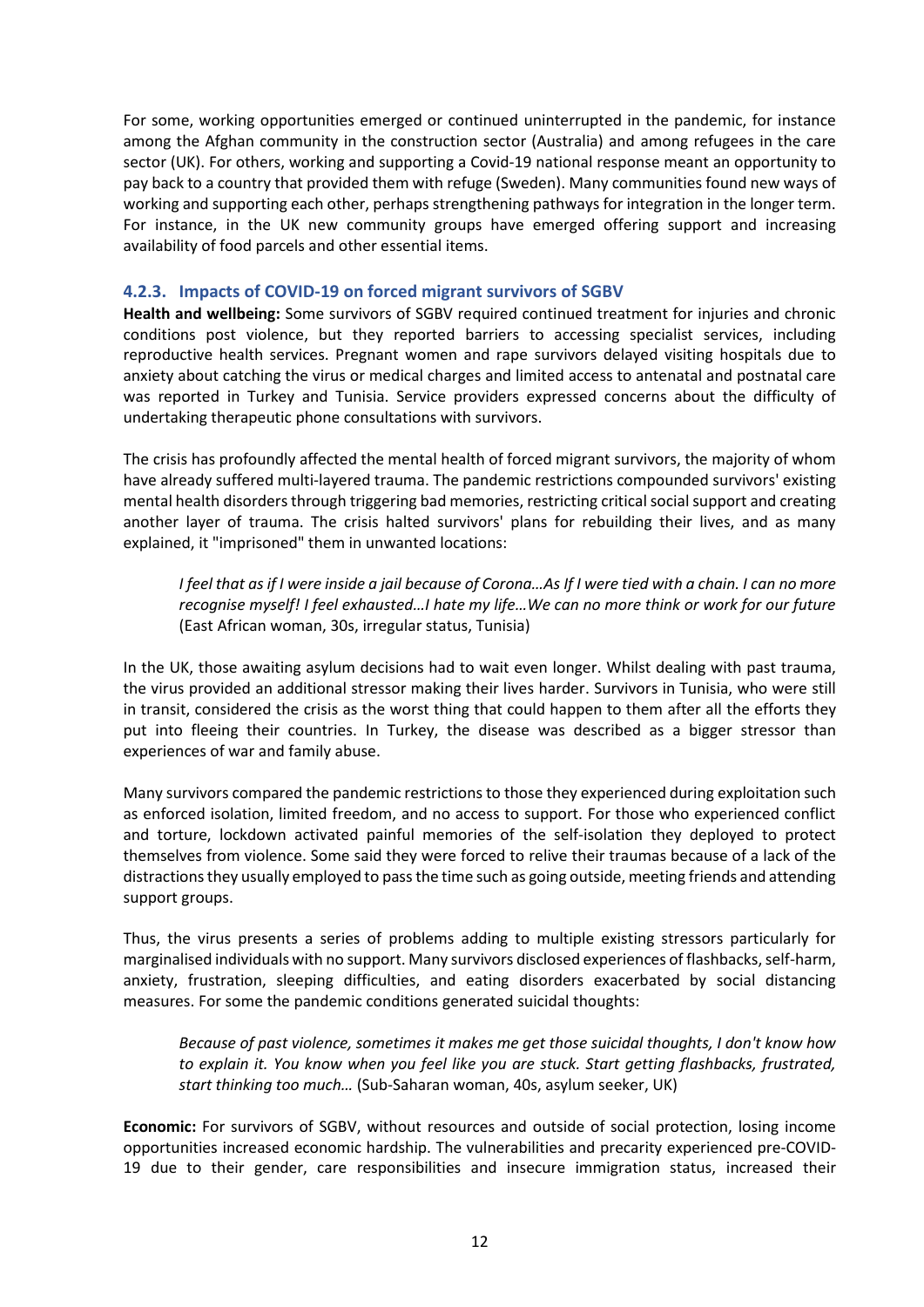For some, working opportunities emerged or continued uninterrupted in the pandemic, for instance among the Afghan community in the construction sector (Australia) and among refugees in the care sector (UK). For others, working and supporting a Covid-19 national response meant an opportunity to pay back to a country that provided them with refuge (Sweden). Many communities found new ways of working and supporting each other, perhaps strengthening pathways for integration in the longer term. For instance, in the UK new community groups have emerged offering support and increasing availability of food parcels and other essential items.

### 4.2.3. Impacts of COVID-19 on forced migrant survivors of SGBV

**Health and wellbeing:** Some survivors of SGBV required continued treatment for injuries and chronic conditions post violence, but they reported barriers to accessing specialist services, including reproductive health services. Pregnant women and rape survivors delayed visiting hospitals due to anxiety about catching the virus or medical charges and limited access to antenatal and postnatal care was reported in Turkey and Tunisia. Service providers expressed concerns about the difficulty of undertaking therapeutic phone consultations with survivors.

The crisis has profoundly affected the mental health of forced migrant survivors, the majority of whom have already suffered multi-layered trauma. The pandemic restrictions compounded survivors' existing mental health disorders through triggering bad memories, restricting critical social support and creating another layer of trauma. The crisis halted survivors' plans for rebuilding their lives, and as many explained, it "imprisoned" them in unwanted locations:

> *I feel that as if I were inside a jail because of Corona…As If I were tied with a chain. I can no more recognise myself! I feel exhausted…I hate my life…We can no more think or work for our future* (East African woman, 30s, irregular status, Tunisia)

In the UK, those awaiting asylum decisions had to wait even longer. Whilst dealing with past trauma, the virus provided an additional stressor making their lives harder. Survivors in Tunisia, who were still in transit, considered the crisis as the worst thing that could happen to them after all the efforts they put into fleeing their countries. In Turkey, the disease was described as a bigger stressor than experiences of war and family abuse.

Many survivors compared the pandemic restrictions to those they experienced during exploitation such as enforced isolation, limited freedom, and no access to support. For those who experienced conflict and torture, lockdown activated painful memories of the self-isolation they deployed to protect themselves from violence. Some said they were forced to relive their traumas because of a lack of the distractions they usually employed to pass the time such as going outside, meeting friends and attending support groups.

Thus, the virus presents a series of problems adding to multiple existing stressors particularly for marginalised individuals with no support. Many survivors disclosed experiences of flashbacks, self-harm, anxiety, frustration, sleeping difficulties, and eating disorders exacerbated by social distancing measures. For some the pandemic conditions generated suicidal thoughts:

> *Because of past violence, sometimes it makes me get those suicidal thoughts, I don't know how to explain it. You know when you feel like you are stuck. Start getting flashbacks, frustrated, start thinking too much…* (Sub-Saharan woman, 40s, asylum seeker, UK)

**Economic:** For survivors of SGBV, without resources and outside of social protection, losing income opportunities increased economic hardship. The vulnerabilities and precarity experienced pre-COVID-19 due to their gender, care responsibilities and insecure immigration status, increased their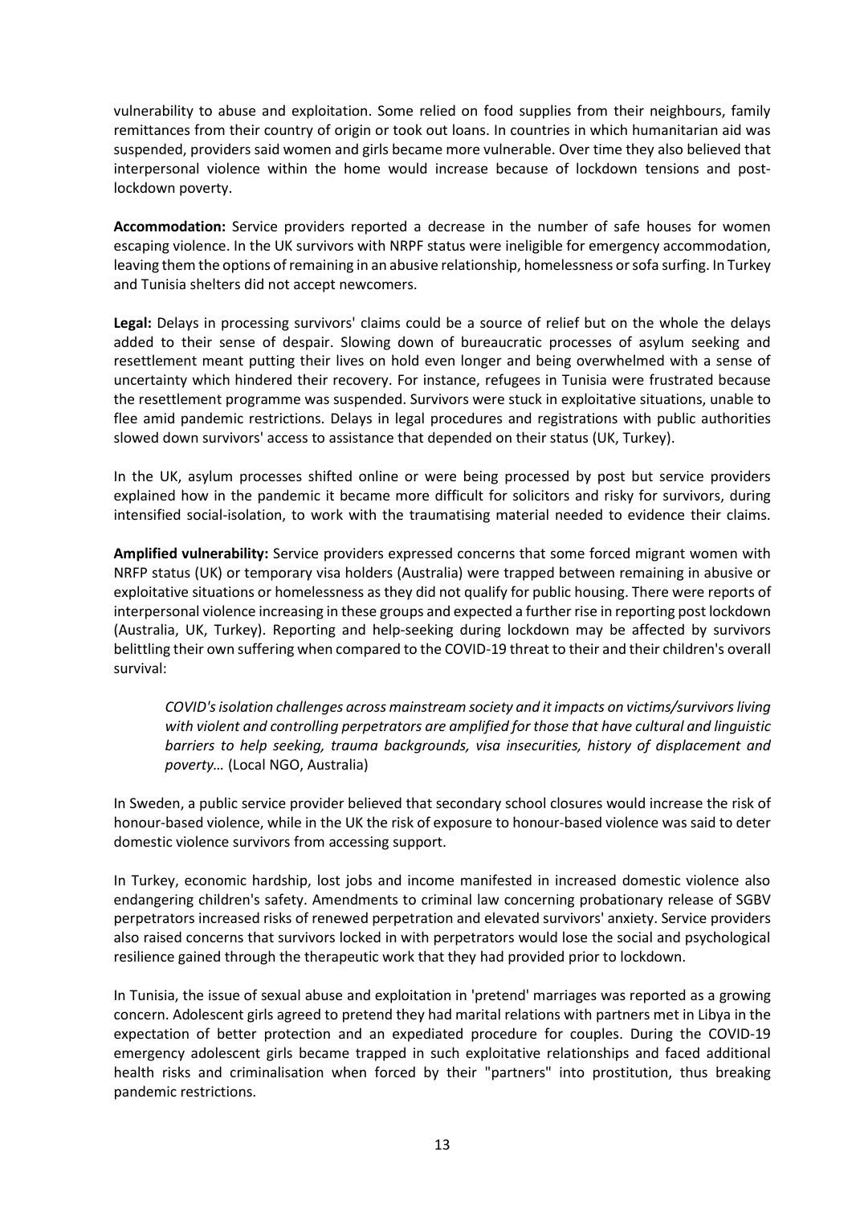vulnerability to abuse and exploitation. Some relied on food supplies from their neighbours, family remittances from their country of origin or took out loans. In countries in which humanitarian aid was suspended, providers said women and girls became more vulnerable. Over time they also believed that interpersonal violence within the home would increase because of lockdown tensions and post-lockdown poverty.

**Accommodation:** Service providers reported a decrease in the number of safe houses for women escaping violence. In the UK survivors with NRPF status were ineligible for emergency accommodation, leaving them the options of remaining in an abusive relationship, homelessness or sofa surfing. In Turkey and Tunisia shelters did not accept newcomers.

**Legal:** Delays in processing survivors' claims could be a source of relief but on the whole the delays added to their sense of despair. Slowing down of bureaucratic processes of asylum seeking and resettlement meant putting their lives on hold even longer and being overwhelmed with a sense of uncertainty which hindered their recovery. For instance, refugees in Tunisia were frustrated because the resettlement programme was suspended. Survivors were stuck in exploitative situations, unable to flee amid pandemic restrictions. Delays in legal procedures and registrations with public authorities slowed down survivors' access to assistance that depended on their status (UK, Turkey).

In the UK, asylum processes shifted online or were being processed by post but service providers explained how in the pandemic it became more difficult for solicitors and risky for survivors, during intensified social-isolation, to work with the traumatising material needed to evidence their claims.

**Amplified vulnerability:** Service providers expressed concerns that some forced migrant women with NRFP status (UK) or temporary visa holders (Australia) were trapped between remaining in abusive or exploitative situations or homelessness as they did not qualify for public housing. There were reports of interpersonal violence increasing in these groups and expected a further rise in reporting post lockdown (Australia, UK, Turkey). Reporting and help-seeking during lockdown may be affected by survivors belittling their own suffering when compared to the COVID-19 threat to their and their children's overall survival:

> *COVID's isolation challenges across mainstream society and it impacts on victims/survivors living with violent and controlling perpetrators are amplified for those that have cultural and linguistic barriers to help seeking, trauma backgrounds, visa insecurities, history of displacement and poverty…* (Local NGO, Australia)

In Sweden, a public service provider believed that secondary school closures would increase the risk of honour-based violence, while in the UK the risk of exposure to honour-based violence was said to deter domestic violence survivors from accessing support.

In Turkey, economic hardship, lost jobs and income manifested in increased domestic violence also endangering children's safety. Amendments to criminal law concerning probationary release of SGBV perpetrators increased risks of renewed perpetration and elevated survivors' anxiety. Service providers also raised concerns that survivors locked in with perpetrators would lose the social and psychological resilience gained through the therapeutic work that they had provided prior to lockdown.

In Tunisia, the issue of sexual abuse and exploitation in 'pretend' marriages was reported as a growing concern. Adolescent girls agreed to pretend they had marital relations with partners met in Libya in the expectation of better protection and an expediated procedure for couples. During the COVID-19 emergency adolescent girls became trapped in such exploitative relationships and faced additional health risks and criminalisation when forced by their "partners" into prostitution, thus breaking pandemic restrictions.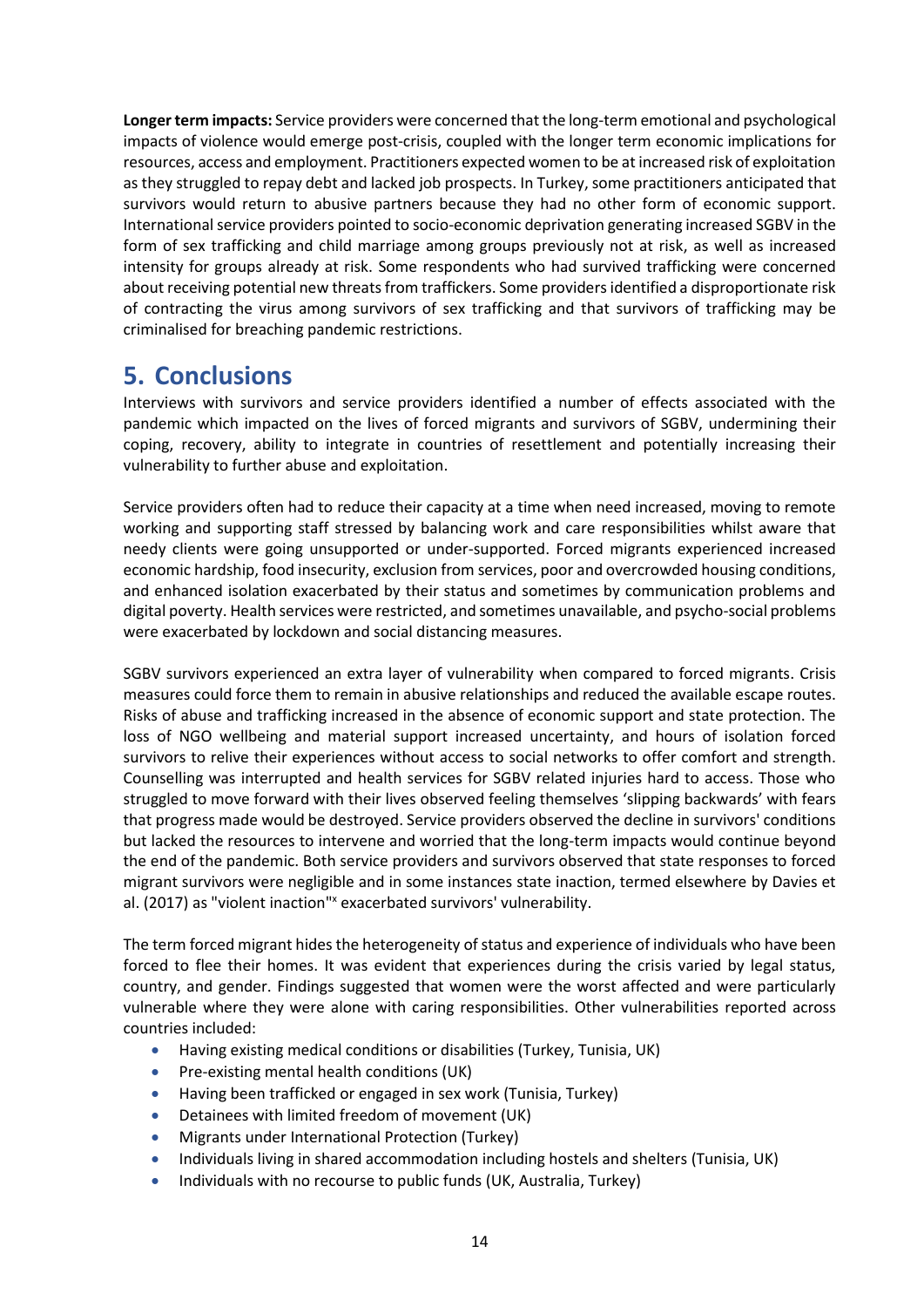**Longer term impacts:** Service providers were concerned that the long-term emotional and psychological impacts of violence would emerge post-crisis, coupled with the longer term economic implications for resources, access and employment. Practitioners expected women to be at increased risk of exploitation as they struggled to repay debt and lacked job prospects. In Turkey, some practitioners anticipated that survivors would return to abusive partners because they had no other form of economic support. International service providers pointed to socio-economic deprivation generating increased SGBV in the form of sex trafficking and child marriage among groups previously not at risk, as well as increased intensity for groups already at risk. Some respondents who had survived trafficking were concerned about receiving potential new threats from traffickers. Some providers identified a disproportionate risk of contracting the virus among survivors of sex trafficking and that survivors of trafficking may be criminalised for breaching pandemic restrictions.

# 5. Conclusions

Interviews with survivors and service providers identified a number of effects associated with the pandemic which impacted on the lives of forced migrants and survivors of SGBV, undermining their coping, recovery, ability to integrate in countries of resettlement and potentially increasing their vulnerability to further abuse and exploitation.

Service providers often had to reduce their capacity at a time when need increased, moving to remote working and supporting staff stressed by balancing work and care responsibilities whilst aware that needy clients were going unsupported or under-supported. Forced migrants experienced increased economic hardship, food insecurity, exclusion from services, poor and overcrowded housing conditions, and enhanced isolation exacerbated by their status and sometimes by communication problems and digital poverty. Health services were restricted, and sometimes unavailable, and psycho-social problems were exacerbated by lockdown and social distancing measures.

SGBV survivors experienced an extra layer of vulnerability when compared to forced migrants. Crisis measures could force them to remain in abusive relationships and reduced the available escape routes. Risks of abuse and trafficking increased in the absence of economic support and state protection. The loss of NGO wellbeing and material support increased uncertainty, and hours of isolation forced survivors to relive their experiences without access to social networks to offer comfort and strength. Counselling was interrupted and health services for SGBV related injuries hard to access. Those who struggled to move forward with their lives observed feeling themselves 'slipping backwards' with fears that progress made would be destroyed. Service providers observed the decline in survivors' conditions but lacked the resources to intervene and worried that the long-term impacts would continue beyond the end of the pandemic. Both service providers and survivors observed that state responses to forced migrant survivors were negligible and in some instances state inaction, termed elsewhere by Davies et al. (2017) as "violent inaction"[x] exacerbated survivors' vulnerability.

The term forced migrant hides the heterogeneity of status and experience of individuals who have been forced to flee their homes. It was evident that experiences during the crisis varied by legal status, country, and gender. Findings suggested that women were the worst affected and were particularly vulnerable where they were alone with caring responsibilities. Other vulnerabilities reported across countries included:

- Having existing medical conditions or disabilities (Turkey, Tunisia, UK)
- Pre-existing mental health conditions (UK)
- Having been trafficked or engaged in sex work (Tunisia, Turkey)
- Detainees with limited freedom of movement (UK)
- Migrants under International Protection (Turkey)
- Individuals living in shared accommodation including hostels and shelters (Tunisia, UK)
- Individuals with no recourse to public funds (UK, Australia, Turkey)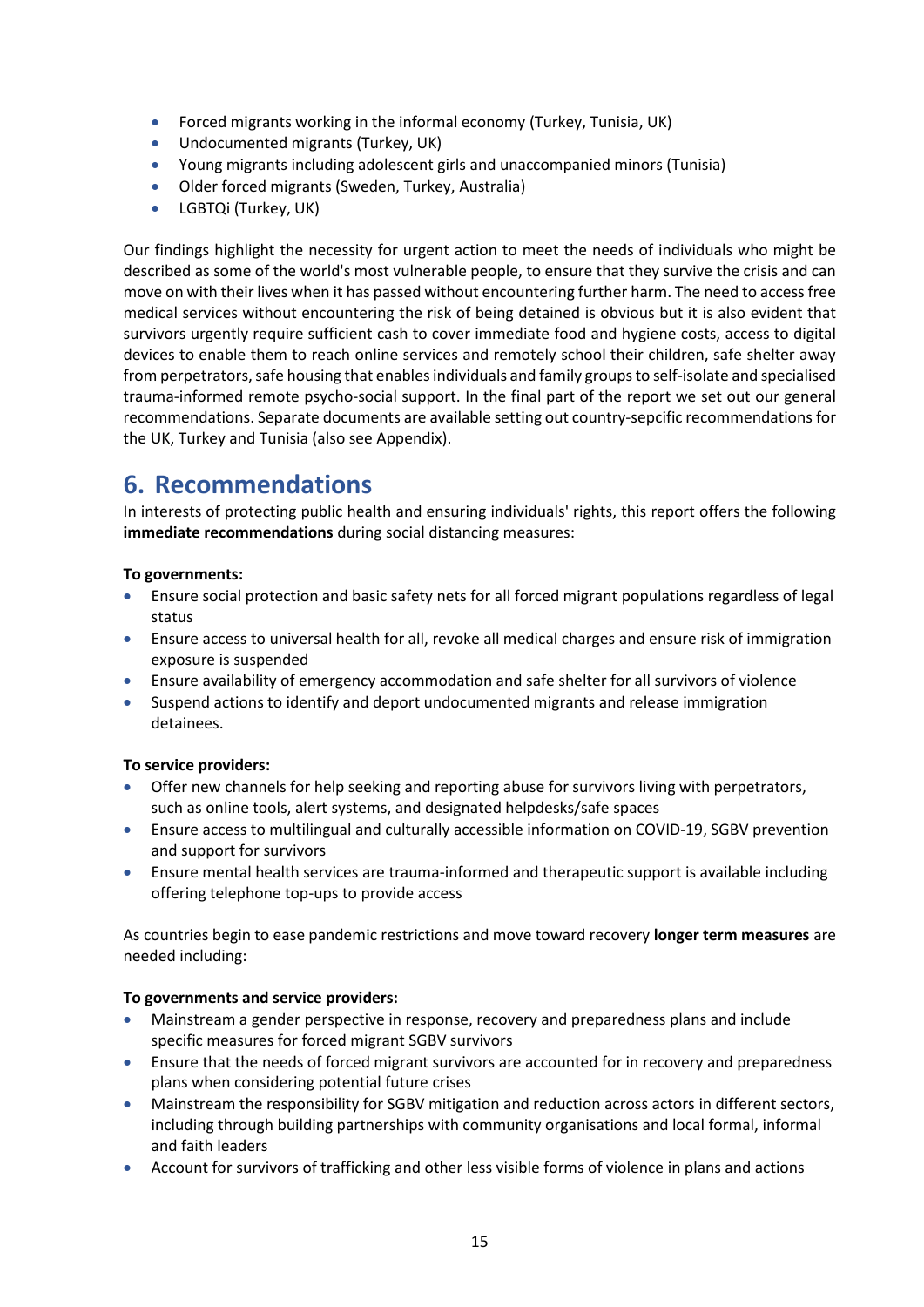- Forced migrants working in the informal economy (Turkey, Tunisia, UK)
- Undocumented migrants (Turkey, UK)
- Young migrants including adolescent girls and unaccompanied minors (Tunisia)
- Older forced migrants (Sweden, Turkey, Australia)
- LGBTQi (Turkey, UK)

Our findings highlight the necessity for urgent action to meet the needs of individuals who might be described as some of the world's most vulnerable people, to ensure that they survive the crisis and can move on with their lives when it has passed without encountering further harm. The need to access free medical services without encountering the risk of being detained is obvious but it is also evident that survivors urgently require sufficient cash to cover immediate food and hygiene costs, access to digital devices to enable them to reach online services and remotely school their children, safe shelter away from perpetrators, safe housing that enables individuals and family groups to self-isolate and specialised trauma-informed remote psycho-social support. In the final part of the report we set out our general recommendations. Separate documents are available setting out country-sepcific recommendations for the UK, Turkey and Tunisia (also see Appendix).

## 6. Recommendations

In interests of protecting public health and ensuring individuals' rights, this report offers the following **immediate recommendations** during social distancing measures:

**To governments:**

- Ensure social protection and basic safety nets for all forced migrant populations regardless of legal status
- Ensure access to universal health for all, revoke all medical charges and ensure risk of immigration exposure is suspended
- Ensure availability of emergency accommodation and safe shelter for all survivors of violence
- Suspend actions to identify and deport undocumented migrants and release immigration detainees.

**To service providers:**

- Offer new channels for help seeking and reporting abuse for survivors living with perpetrators, such as online tools, alert systems, and designated helpdesks/safe spaces
- Ensure access to multilingual and culturally accessible information on COVID-19, SGBV prevention and support for survivors
- Ensure mental health services are trauma-informed and therapeutic support is available including offering telephone top-ups to provide access

As countries begin to ease pandemic restrictions and move toward recovery **longer term measures** are needed including:

**To governments and service providers:**

- Mainstream a gender perspective in response, recovery and preparedness plans and include specific measures for forced migrant SGBV survivors
- Ensure that the needs of forced migrant survivors are accounted for in recovery and preparedness plans when considering potential future crises
- Mainstream the responsibility for SGBV mitigation and reduction across actors in different sectors, including through building partnerships with community organisations and local formal, informal and faith leaders
- Account for survivors of trafficking and other less visible forms of violence in plans and actions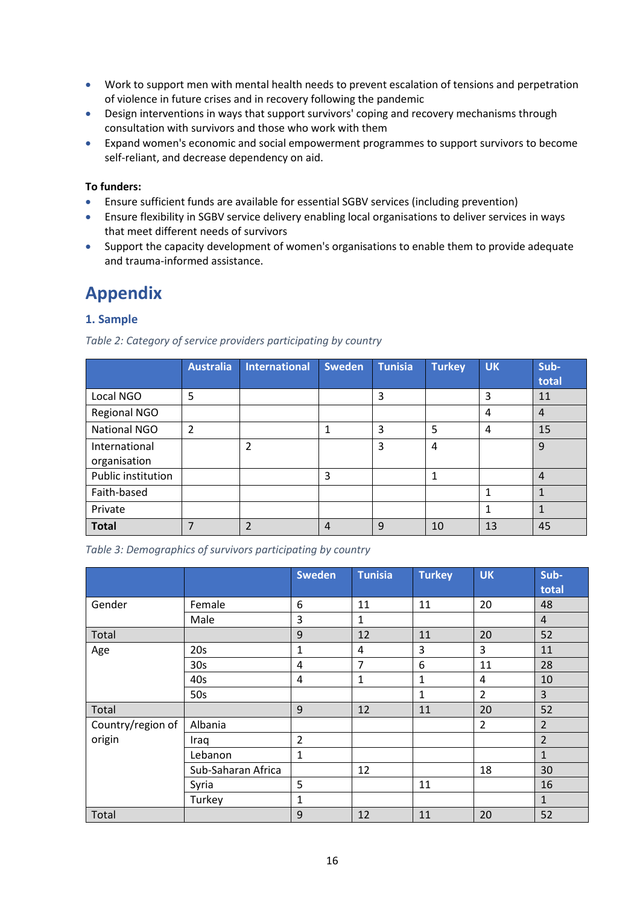- Work to support men with mental health needs to prevent escalation of tensions and perpetration of violence in future crises and in recovery following the pandemic
- Design interventions in ways that support survivors' coping and recovery mechanisms through consultation with survivors and those who work with them
- Expand women's economic and social empowerment programmes to support survivors to become self-reliant, and decrease dependency on aid.

**To funders:**

- Ensure sufficient funds are available for essential SGBV services (including prevention)
- Ensure flexibility in SGBV service delivery enabling local organisations to deliver services in ways that meet different needs of survivors
- Support the capacity development of women's organisations to enable them to provide adequate and trauma-informed assistance.

# Appendix

## 1. Sample

*Table 2: Category of service providers participating by country*

| | Australia | International | Sweden | Tunisia | Turkey | UK | Sub-total |
|---|---|---|---|---|---|---|---|
| Local NGO | 5 | | | 3 | | 3 | 11 |
| Regional NGO | | | | | | 4 | 4 |
| National NGO | 2 | | 1 | 3 | 5 | 4 | 15 |
| International organisation | | 2 | | 3 | 4 | | 9 |
| Public institution | | | 3 | | 1 | | 4 |
| Faith-based | | | | | | 1 | 1 |
| Private | | | | | | 1 | 1 |
| **Total** | 7 | 2 | 4 | 9 | 10 | 13 | 45 |

*Table 3: Demographics of survivors participating by country*

| | | Sweden | Tunisia | Turkey | UK | Sub-total |
|---|---|---|---|---|---|---|
| Gender | Female | 6 | 11 | 11 | 20 | 48 |
| | Male | 3 | 1 | | | 4 |
| Total | | 9 | 12 | 11 | 20 | 52 |
| Age | 20s | 1 | 4 | 3 | 3 | 11 |
| | 30s | 4 | 7 | 6 | 11 | 28 |
| | 40s | 4 | 1 | 1 | 4 | 10 |
| | 50s | | | 1 | 2 | 3 |
| Total | | 9 | 12 | 11 | 20 | 52 |
| Country/region of origin | Albania | | | | 2 | 2 |
| | Iraq | 2 | | | | 2 |
| | Lebanon | 1 | | | | 1 |
| | Sub-Saharan Africa | | 12 | | 18 | 30 |
| | Syria | 5 | | 11 | | 16 |
| | Turkey | 1 | | | | 1 |
| Total | | 9 | 12 | 11 | 20 | 52 |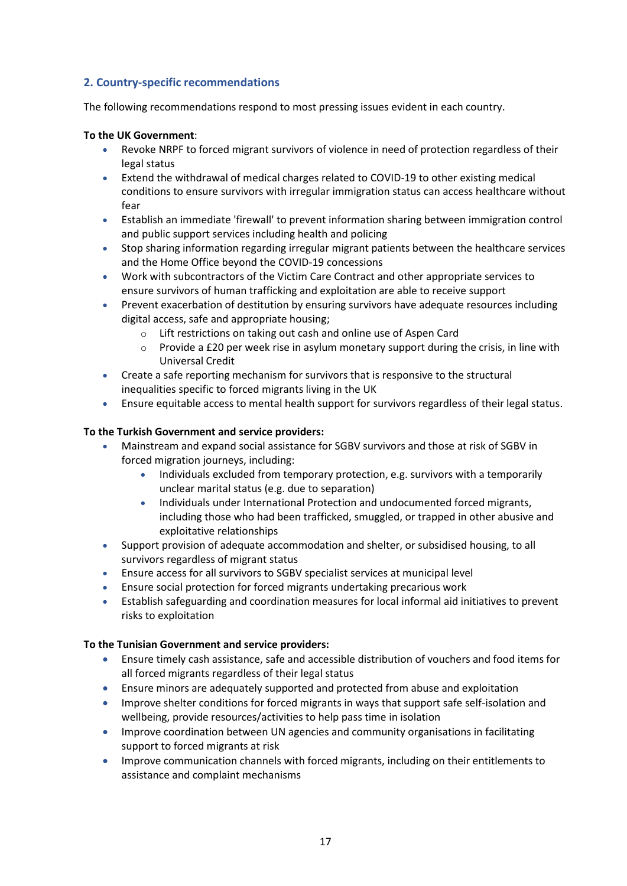## 2. Country-specific recommendations

The following recommendations respond to most pressing issues evident in each country.

**To the UK Government**:

- Revoke NRPF to forced migrant survivors of violence in need of protection regardless of their legal status
- Extend the withdrawal of medical charges related to COVID-19 to other existing medical conditions to ensure survivors with irregular immigration status can access healthcare without fear
- Establish an immediate 'firewall' to prevent information sharing between immigration control and public support services including health and policing
- Stop sharing information regarding irregular migrant patients between the healthcare services and the Home Office beyond the COVID-19 concessions
- Work with subcontractors of the Victim Care Contract and other appropriate services to ensure survivors of human trafficking and exploitation are able to receive support
- Prevent exacerbation of destitution by ensuring survivors have adequate resources including digital access, safe and appropriate housing;
  - Lift restrictions on taking out cash and online use of Aspen Card
  - Provide a £20 per week rise in asylum monetary support during the crisis, in line with Universal Credit
- Create a safe reporting mechanism for survivors that is responsive to the structural inequalities specific to forced migrants living in the UK
- Ensure equitable access to mental health support for survivors regardless of their legal status.

**To the Turkish Government and service providers:**

- Mainstream and expand social assistance for SGBV survivors and those at risk of SGBV in forced migration journeys, including:
  - Individuals excluded from temporary protection, e.g. survivors with a temporarily unclear marital status (e.g. due to separation)
  - Individuals under International Protection and undocumented forced migrants, including those who had been trafficked, smuggled, or trapped in other abusive and exploitative relationships
- Support provision of adequate accommodation and shelter, or subsidised housing, to all survivors regardless of migrant status
- Ensure access for all survivors to SGBV specialist services at municipal level
- Ensure social protection for forced migrants undertaking precarious work
- Establish safeguarding and coordination measures for local informal aid initiatives to prevent risks to exploitation

**To the Tunisian Government and service providers:**

- Ensure timely cash assistance, safe and accessible distribution of vouchers and food items for all forced migrants regardless of their legal status
- Ensure minors are adequately supported and protected from abuse and exploitation
- Improve shelter conditions for forced migrants in ways that support safe self-isolation and wellbeing, provide resources/activities to help pass time in isolation
- Improve coordination between UN agencies and community organisations in facilitating support to forced migrants at risk
- Improve communication channels with forced migrants, including on their entitlements to assistance and complaint mechanisms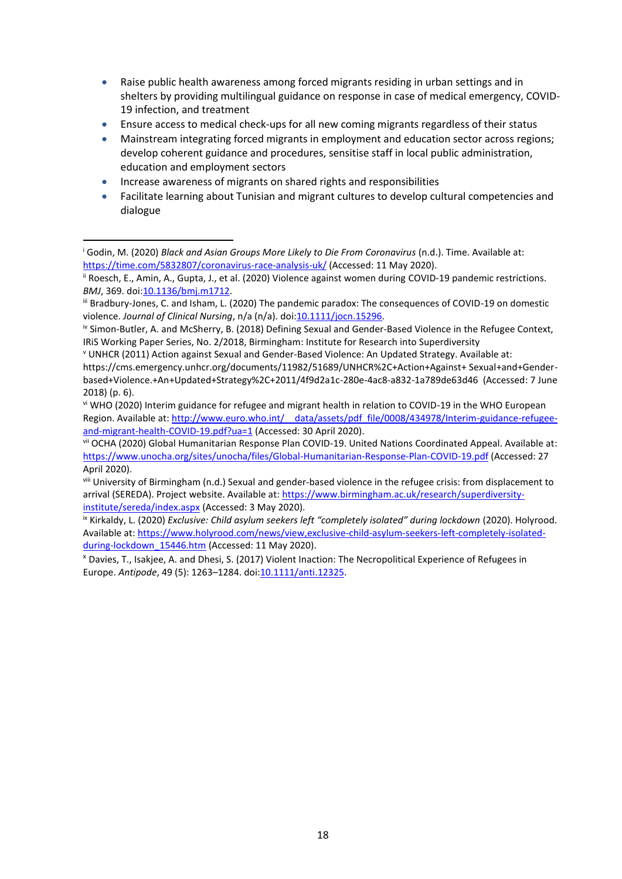- Raise public health awareness among forced migrants residing in urban settings and in shelters by providing multilingual guidance on response in case of medical emergency, COVID-19 infection, and treatment
- Ensure access to medical check-ups for all new coming migrants regardless of their status
- Mainstream integrating forced migrants in employment and education sector across regions; develop coherent guidance and procedures, sensitise staff in local public administration, education and employment sectors
- Increase awareness of migrants on shared rights and responsibilities
- Facilitate learning about Tunisian and migrant cultures to develop cultural competencies and dialogue

---

[i] Godin, M. (2020) *Black and Asian Groups More Likely to Die From Coronavirus* (n.d.). Time. Available at: https://time.com/5832807/coronavirus-race-analysis-uk/ (Accessed: 11 May 2020).

[ii] Roesch, E., Amin, A., Gupta, J., et al. (2020) Violence against women during COVID-19 pandemic restrictions. *BMJ*, 369. doi:10.1136/bmj.m1712.

[iii] Bradbury-Jones, C. and Isham, L. (2020) The pandemic paradox: The consequences of COVID-19 on domestic violence. *Journal of Clinical Nursing*, n/a (n/a). doi:10.1111/jocn.15296.

[iv] Simon-Butler, A. and McSherry, B. (2018) Defining Sexual and Gender-Based Violence in the Refugee Context, IRiS Working Paper Series, No. 2/2018, Birmingham: Institute for Research into Superdiversity

[v] UNHCR (2011) Action against Sexual and Gender-Based Violence: An Updated Strategy. Available at: https://cms.emergency.unhcr.org/documents/11982/51689/UNHCR%2C+Action+Against+ Sexual+and+Gender-based+Violence.+An+Updated+Strategy%2C+2011/4f9d2a1c-280e-4ac8-a832-1a789de63d46 (Accessed: 7 June 2018) (p. 6).

[vi] WHO (2020) Interim guidance for refugee and migrant health in relation to COVID-19 in the WHO European Region. Available at: http://www.euro.who.int/__data/assets/pdf_file/0008/434978/Interim-guidance-refugee-and-migrant-health-COVID-19.pdf?ua=1 (Accessed: 30 April 2020).

[vii] OCHA (2020) Global Humanitarian Response Plan COVID-19. United Nations Coordinated Appeal. Available at: https://www.unocha.org/sites/unocha/files/Global-Humanitarian-Response-Plan-COVID-19.pdf (Accessed: 27 April 2020).

[viii] University of Birmingham (n.d.) Sexual and gender-based violence in the refugee crisis: from displacement to arrival (SEREDA). Project website. Available at: https://www.birmingham.ac.uk/research/superdiversity-institute/sereda/index.aspx (Accessed: 3 May 2020).

[ix] Kirkaldy, L. (2020) *Exclusive: Child asylum seekers left "completely isolated" during lockdown* (2020). Holyrood. Available at: https://www.holyrood.com/news/view,exclusive-child-asylum-seekers-left-completely-isolated-during-lockdown_15446.htm (Accessed: 11 May 2020).

[x] Davies, T., Isakjee, A. and Dhesi, S. (2017) Violent Inaction: The Necropolitical Experience of Refugees in Europe. *Antipode*, 49 (5): 1263–1284. doi:10.1111/anti.12325.